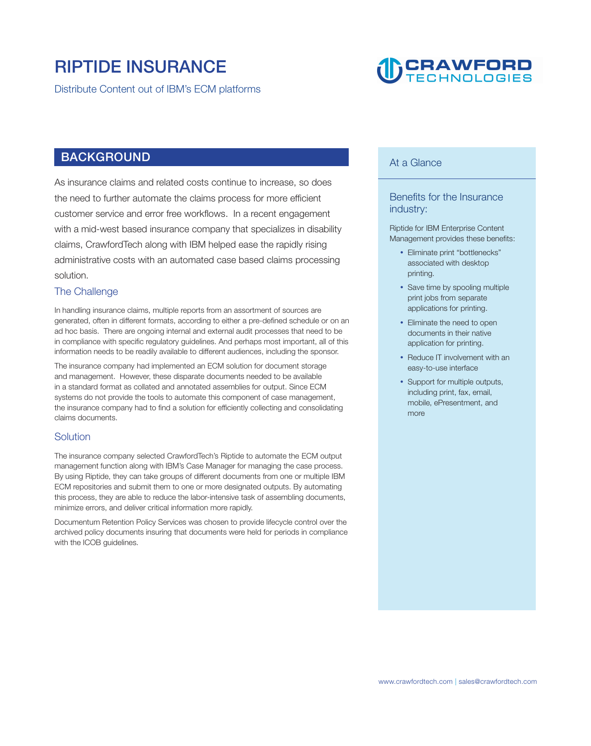# RIPTIDE INSURANCE

Distribute Content out of IBM's ECM platforms

CRAWFORD TECHNOLOGIES

## BACKGROUND

As insurance claims and related costs continue to increase, so does the need to further automate the claims process for more efficient customer service and error free workflows. In a recent engagement with a mid-west based insurance company that specializes in disability claims, CrawfordTech along with IBM helped ease the rapidly rising administrative costs with an automated case based claims processing solution.

### The Challenge

In handling insurance claims, multiple reports from an assortment of sources are generated, often in different formats, according to either a pre-defined schedule or on an ad hoc basis. There are ongoing internal and external audit processes that need to be in compliance with specific regulatory guidelines. And perhaps most important, all of this information needs to be readily available to different audiences, including the sponsor.

The insurance company had implemented an ECM solution for document storage and management. However, these disparate documents needed to be available in a standard format as collated and annotated assemblies for output. Since ECM systems do not provide the tools to automate this component of case management, the insurance company had to find a solution for efficiently collecting and consolidating claims documents.

### Solution

The insurance company selected CrawfordTech's Riptide to automate the ECM output management function along with IBM's Case Manager for managing the case process. By using Riptide, they can take groups of different documents from one or multiple IBM ECM repositories and submit them to one or more designated outputs. By automating this process, they are able to reduce the labor-intensive task of assembling documents, minimize errors, and deliver critical information more rapidly.

Documentum Retention Policy Services was chosen to provide lifecycle control over the archived policy documents insuring that documents were held for periods in compliance with the ICOB guidelines.

## At a Glance

### Benefits for the Insurance industry:

Riptide for IBM Enterprise Content Management provides these benefits:

- Eliminate print "bottlenecks" associated with desktop printing.
- Save time by spooling multiple print jobs from separate applications for printing.
- Eliminate the need to open documents in their native application for printing.
- Reduce IT involvement with an easy-to-use interface
- Support for multiple outputs, including print, fax, email, mobile, ePresentment, and more

www.crawfordtech.com | sales@crawfordtech.com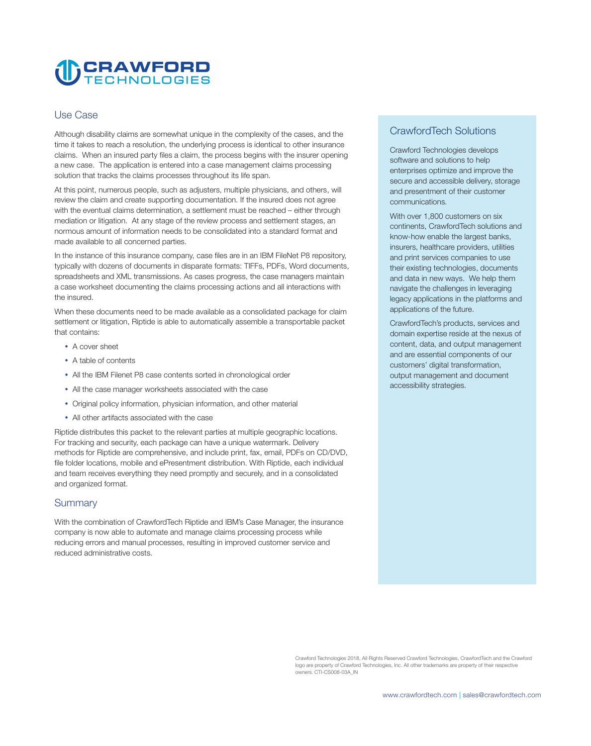CRAWFORD TECHNOLOGIES

## Use Case

Although disability claims are somewhat unique in the complexity of the cases, and the time it takes to reach a resolution, the underlying process is identical to other insurance claims. When an insured party files a claim, the process begins with the insurer opening a new case. The application is entered into a case management claims processing solution that tracks the claims processes throughout its life span.

At this point, numerous people, such as adjusters, multiple physicians, and others, will review the claim and create supporting documentation. If the insured does not agree with the eventual claims determination, a settlement must be reached – either through mediation or litigation. At any stage of the review process and settlement stages, an normous amount of information needs to be consolidated into a standard format and made available to all concerned parties.

In the instance of this insurance company, case files are in an IBM FileNet P8 repository, typically with dozens of documents in disparate formats: TIFFs, PDFs, Word documents, spreadsheets and XML transmissions. As cases progress, the case managers maintain a case worksheet documenting the claims processing actions and all interactions with the insured.

When these documents need to be made available as a consolidated package for claim settlement or litigation, Riptide is able to automatically assemble a transportable packet that contains:

- A cover sheet
- A table of contents
- All the IBM Filenet P8 case contents sorted in chronological order
- All the case manager worksheets associated with the case
- Original policy information, physician information, and other material
- All other artifacts associated with the case

Riptide distributes this packet to the relevant parties at multiple geographic locations. For tracking and security, each package can have a unique watermark. Delivery methods for Riptide are comprehensive, and include print, fax, email, PDFs on CD/DVD, file folder locations, mobile and ePresentment distribution. With Riptide, each individual and team receives everything they need promptly and securely, and in a consolidated and organized format.

## Summary

With the combination of CrawfordTech Riptide and IBM's Case Manager, the insurance company is now able to automate and manage claims processing process while reducing errors and manual processes, resulting in improved customer service and reduced administrative costs.

## CrawfordTech Solutions

Crawford Technologies develops software and solutions to help enterprises optimize and improve the secure and accessible delivery, storage and presentment of their customer communications.

With over 1,800 customers on six continents, CrawfordTech solutions and know-how enable the largest banks, insurers, healthcare providers, utilities and print services companies to use their existing technologies, documents and data in new ways. We help them navigate the challenges in leveraging legacy applications in the platforms and applications of the future.

CrawfordTech's products, services and domain expertise reside at the nexus of content, data, and output management and are essential components of our customers' digital transformation, output management and document accessibility strategies.

Crawford Technologies 2018, All Rights Reserved Crawford Technologies, CrawfordTech and the Crawford logo are property of Crawford Technologies, Inc. All other trademarks are property of their respective owners. CTI-CS008-03A_IN

www.crawfordtech.com | sales@crawfordtech.com